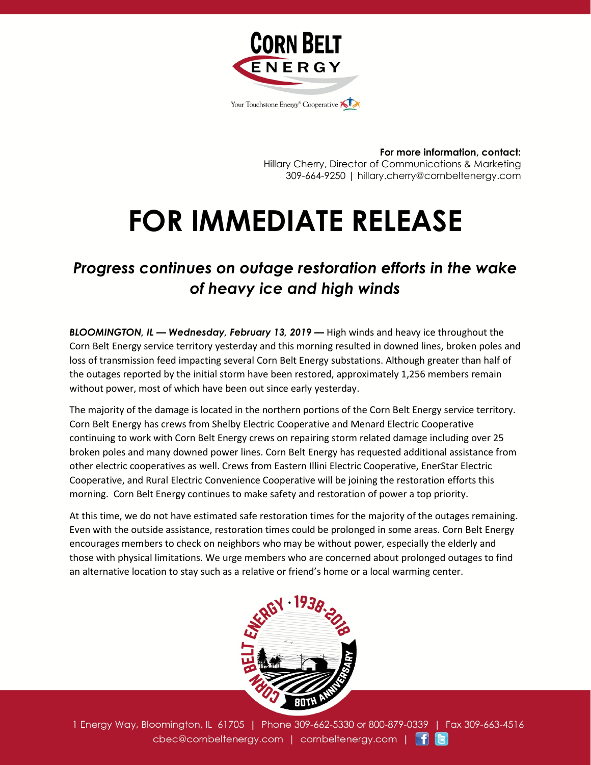**For more information, contact:**
Hillary Cherry, Director of Communications & Marketing
309-664-9250 | hillary.cherry@cornbeltenergy.com

# FOR IMMEDIATE RELEASE

## *Progress continues on outage restoration efforts in the wake of heavy ice and high winds*

***BLOOMINGTON, IL — Wednesday, February 13, 2019 —*** High winds and heavy ice throughout the Corn Belt Energy service territory yesterday and this morning resulted in downed lines, broken poles and loss of transmission feed impacting several Corn Belt Energy substations. Although greater than half of the outages reported by the initial storm have been restored, approximately 1,256 members remain without power, most of which have been out since early yesterday.

The majority of the damage is located in the northern portions of the Corn Belt Energy service territory. Corn Belt Energy has crews from Shelby Electric Cooperative and Menard Electric Cooperative continuing to work with Corn Belt Energy crews on repairing storm related damage including over 25 broken poles and many downed power lines. Corn Belt Energy has requested additional assistance from other electric cooperatives as well. Crews from Eastern Illini Electric Cooperative, EnerStar Electric Cooperative, and Rural Electric Convenience Cooperative will be joining the restoration efforts this morning. Corn Belt Energy continues to make safety and restoration of power a top priority.

At this time, we do not have estimated safe restoration times for the majority of the outages remaining. Even with the outside assistance, restoration times could be prolonged in some areas. Corn Belt Energy encourages members to check on neighbors who may be without power, especially the elderly and those with physical limitations. We urge members who are concerned about prolonged outages to find an alternative location to stay such as a relative or friend's home or a local warming center.

1 Energy Way, Bloomington, IL 61705 | Phone 309-662-5330 or 800-879-0339 | Fax 309-663-4516
cbec@cornbeltenergy.com | cornbeltenergy.com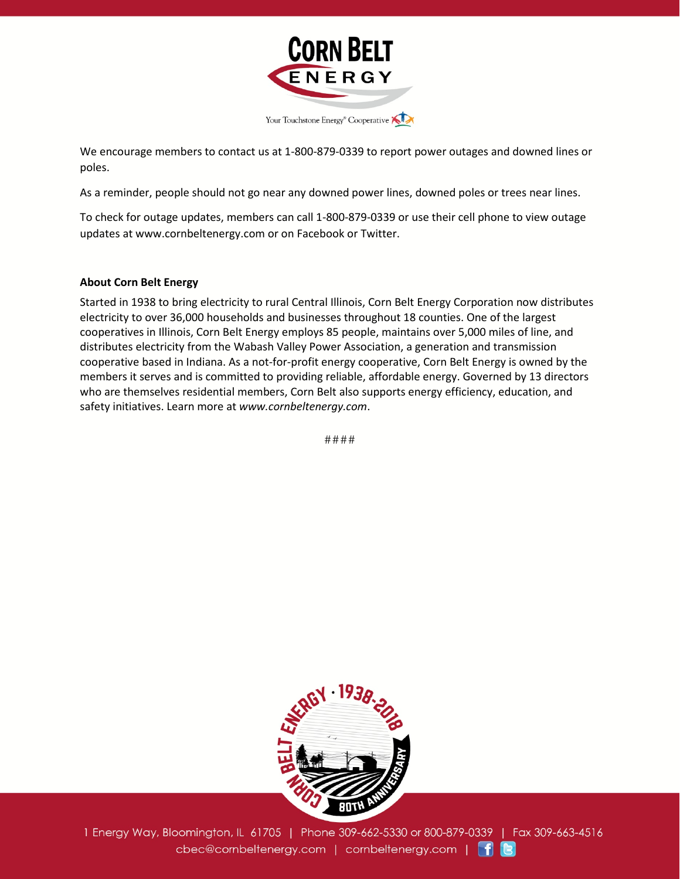We encourage members to contact us at 1-800-879-0339 to report power outages and downed lines or poles.

As a reminder, people should not go near any downed power lines, downed poles or trees near lines.

To check for outage updates, members can call 1-800-879-0339 or use their cell phone to view outage updates at www.cornbeltenergy.com or on Facebook or Twitter.

**About Corn Belt Energy**

Started in 1938 to bring electricity to rural Central Illinois, Corn Belt Energy Corporation now distributes electricity to over 36,000 households and businesses throughout 18 counties. One of the largest cooperatives in Illinois, Corn Belt Energy employs 85 people, maintains over 5,000 miles of line, and distributes electricity from the Wabash Valley Power Association, a generation and transmission cooperative based in Indiana. As a not-for-profit energy cooperative, Corn Belt Energy is owned by the members it serves and is committed to providing reliable, affordable energy. Governed by 13 directors who are themselves residential members, Corn Belt also supports energy efficiency, education, and safety initiatives. Learn more at *www.cornbeltenergy.com*.

####